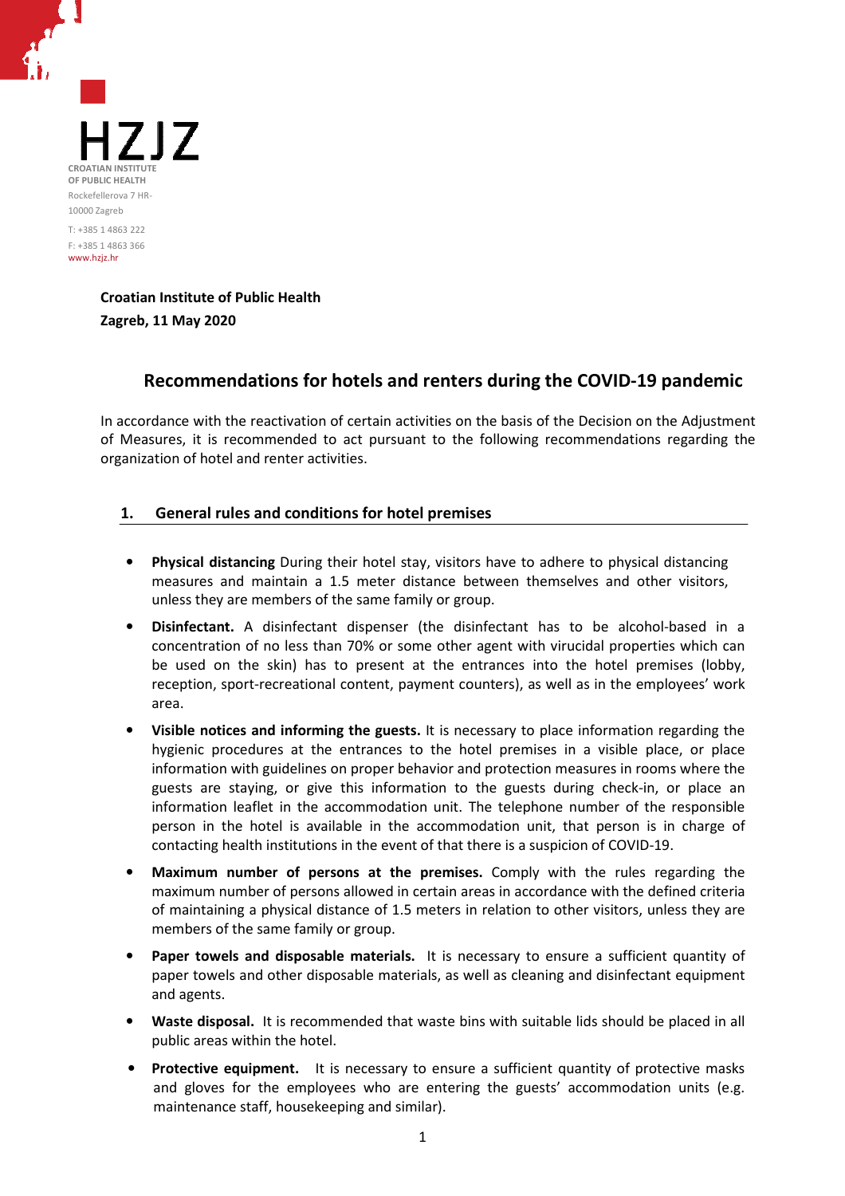HZJZ

CROATIAN INSTITUTE OF PUBLIC HEALTH

Rockefellerova 7 HR-10000 Zagreb

T: +385 1 4863 222

F: +385 1 4863 366

www.hzjz.hr

**Croatian Institute of Public Health**
**Zagreb, 11 May 2020**

# Recommendations for hotels and renters during the COVID-19 pandemic

In accordance with the reactivation of certain activities on the basis of the Decision on the Adjustment of Measures, it is recommended to act pursuant to the following recommendations regarding the organization of hotel and renter activities.

## 1. General rules and conditions for hotel premises

- **Physical distancing** During their hotel stay, visitors have to adhere to physical distancing measures and maintain a 1.5 meter distance between themselves and other visitors, unless they are members of the same family or group.
- **Disinfectant.** A disinfectant dispenser (the disinfectant has to be alcohol-based in a concentration of no less than 70% or some other agent with virucidal properties which can be used on the skin) has to present at the entrances into the hotel premises (lobby, reception, sport-recreational content, payment counters), as well as in the employees' work area.
- **Visible notices and informing the guests.** It is necessary to place information regarding the hygienic procedures at the entrances to the hotel premises in a visible place, or place information with guidelines on proper behavior and protection measures in rooms where the guests are staying, or give this information to the guests during check-in, or place an information leaflet in the accommodation unit. The telephone number of the responsible person in the hotel is available in the accommodation unit, that person is in charge of contacting health institutions in the event of that there is a suspicion of COVID-19.
- **Maximum number of persons at the premises.** Comply with the rules regarding the maximum number of persons allowed in certain areas in accordance with the defined criteria of maintaining a physical distance of 1.5 meters in relation to other visitors, unless they are members of the same family or group.
- **Paper towels and disposable materials.** It is necessary to ensure a sufficient quantity of paper towels and other disposable materials, as well as cleaning and disinfectant equipment and agents.
- **Waste disposal.** It is recommended that waste bins with suitable lids should be placed in all public areas within the hotel.
- **Protective equipment.** It is necessary to ensure a sufficient quantity of protective masks and gloves for the employees who are entering the guests' accommodation units (e.g. maintenance staff, housekeeping and similar).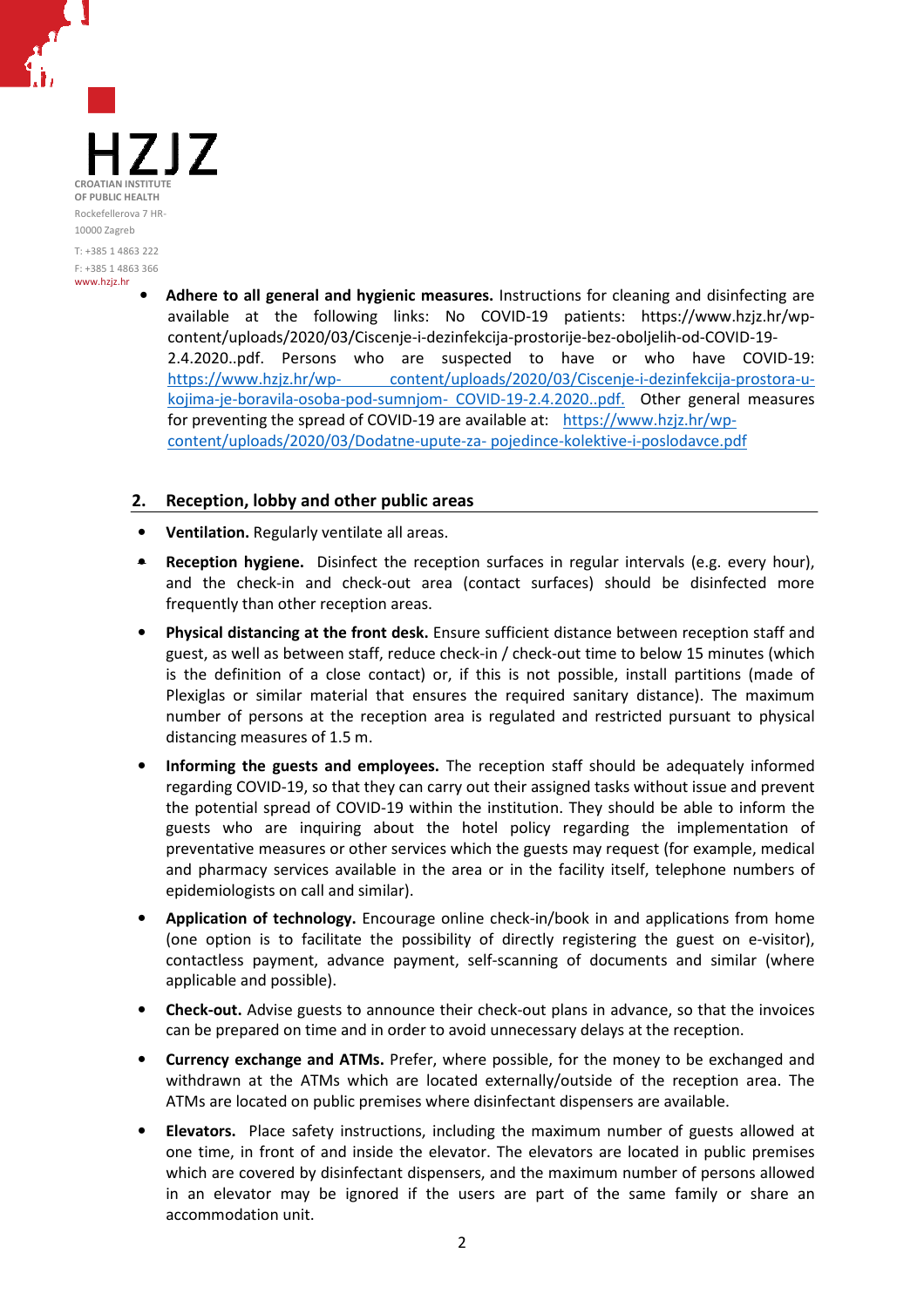- **Adhere to all general and hygienic measures.** Instructions for cleaning and disinfecting are available at the following links: No COVID-19 patients: https://www.hzjz.hr/wp-content/uploads/2020/03/Ciscenje-i-dezinfekcija-prostorije-bez-oboljelih-od-COVID-19-2.4.2020..pdf. Persons who are suspected to have or who have COVID-19: https://www.hzjz.hr/wp- content/uploads/2020/03/Ciscenje-i-dezinfekcija-prostora-u-kojima-je-boravila-osoba-pod-sumnjom- COVID-19-2.4.2020..pdf. Other general measures for preventing the spread of COVID-19 are available at: https://www.hzjz.hr/wp-content/uploads/2020/03/Dodatne-upute-za- pojedince-kolektive-i-poslodavce.pdf

## 2. Reception, lobby and other public areas

- **Ventilation.** Regularly ventilate all areas.
- **Reception hygiene.** Disinfect the reception surfaces in regular intervals (e.g. every hour), and the check-in and check-out area (contact surfaces) should be disinfected more frequently than other reception areas.
- **Physical distancing at the front desk.** Ensure sufficient distance between reception staff and guest, as well as between staff, reduce check-in / check-out time to below 15 minutes (which is the definition of a close contact) or, if this is not possible, install partitions (made of Plexiglas or similar material that ensures the required sanitary distance). The maximum number of persons at the reception area is regulated and restricted pursuant to physical distancing measures of 1.5 m.
- **Informing the guests and employees.** The reception staff should be adequately informed regarding COVID-19, so that they can carry out their assigned tasks without issue and prevent the potential spread of COVID-19 within the institution. They should be able to inform the guests who are inquiring about the hotel policy regarding the implementation of preventative measures or other services which the guests may request (for example, medical and pharmacy services available in the area or in the facility itself, telephone numbers of epidemiologists on call and similar).
- **Application of technology.** Encourage online check-in/book in and applications from home (one option is to facilitate the possibility of directly registering the guest on e-visitor), contactless payment, advance payment, self-scanning of documents and similar (where applicable and possible).
- **Check-out.** Advise guests to announce their check-out plans in advance, so that the invoices can be prepared on time and in order to avoid unnecessary delays at the reception.
- **Currency exchange and ATMs.** Prefer, where possible, for the money to be exchanged and withdrawn at the ATMs which are located externally/outside of the reception area. The ATMs are located on public premises where disinfectant dispensers are available.
- **Elevators.** Place safety instructions, including the maximum number of guests allowed at one time, in front of and inside the elevator. The elevators are located in public premises which are covered by disinfectant dispensers, and the maximum number of persons allowed in an elevator may be ignored if the users are part of the same family or share an accommodation unit.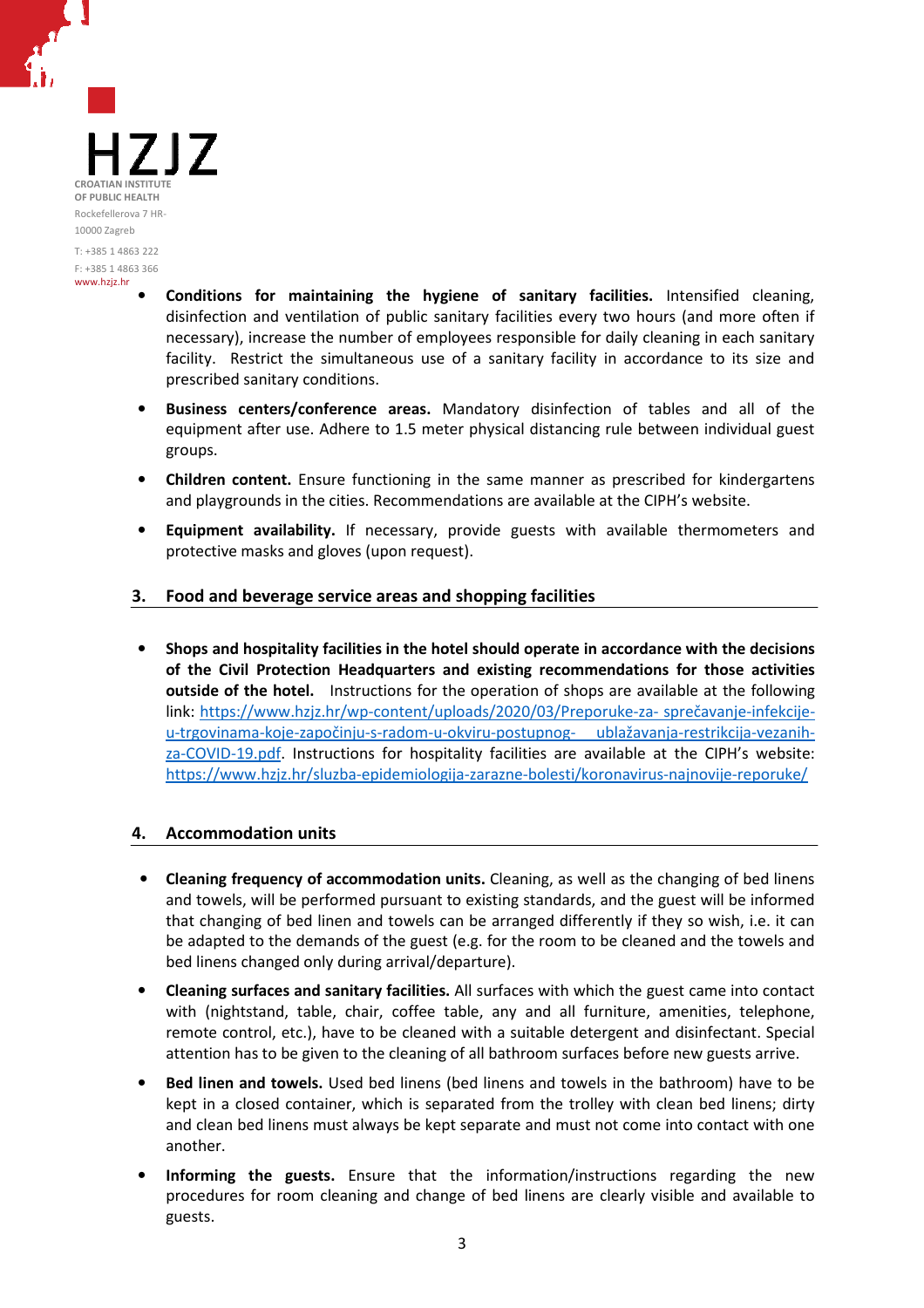- **Conditions for maintaining the hygiene of sanitary facilities.** Intensified cleaning, disinfection and ventilation of public sanitary facilities every two hours (and more often if necessary), increase the number of employees responsible for daily cleaning in each sanitary facility. Restrict the simultaneous use of a sanitary facility in accordance to its size and prescribed sanitary conditions.
- **Business centers/conference areas.** Mandatory disinfection of tables and all of the equipment after use. Adhere to 1.5 meter physical distancing rule between individual guest groups.
- **Children content.** Ensure functioning in the same manner as prescribed for kindergartens and playgrounds in the cities. Recommendations are available at the CIPH's website.
- **Equipment availability.** If necessary, provide guests with available thermometers and protective masks and gloves (upon request).

## 3. Food and beverage service areas and shopping facilities

- **Shops and hospitality facilities in the hotel should operate in accordance with the decisions of the Civil Protection Headquarters and existing recommendations for those activities outside of the hotel.** Instructions for the operation of shops are available at the following link: https://www.hzjz.hr/wp-content/uploads/2020/03/Preporuke-za- sprečavanje-infekcije-u-trgovinama-koje-započinju-s-radom-u-okviru-postupnog- ublažavanja-restrikcija-vezanih-za-COVID-19.pdf. Instructions for hospitality facilities are available at the CIPH's website: https://www.hzjz.hr/sluzba-epidemiologija-zarazne-bolesti/koronavirus-najnovije-reporuke/

## 4. Accommodation units

- **Cleaning frequency of accommodation units.** Cleaning, as well as the changing of bed linens and towels, will be performed pursuant to existing standards, and the guest will be informed that changing of bed linen and towels can be arranged differently if they so wish, i.e. it can be adapted to the demands of the guest (e.g. for the room to be cleaned and the towels and bed linens changed only during arrival/departure).
- **Cleaning surfaces and sanitary facilities.** All surfaces with which the guest came into contact with (nightstand, table, chair, coffee table, any and all furniture, amenities, telephone, remote control, etc.), have to be cleaned with a suitable detergent and disinfectant. Special attention has to be given to the cleaning of all bathroom surfaces before new guests arrive.
- **Bed linen and towels.** Used bed linens (bed linens and towels in the bathroom) have to be kept in a closed container, which is separated from the trolley with clean bed linens; dirty and clean bed linens must always be kept separate and must not come into contact with one another.
- **Informing the guests.** Ensure that the information/instructions regarding the new procedures for room cleaning and change of bed linens are clearly visible and available to guests.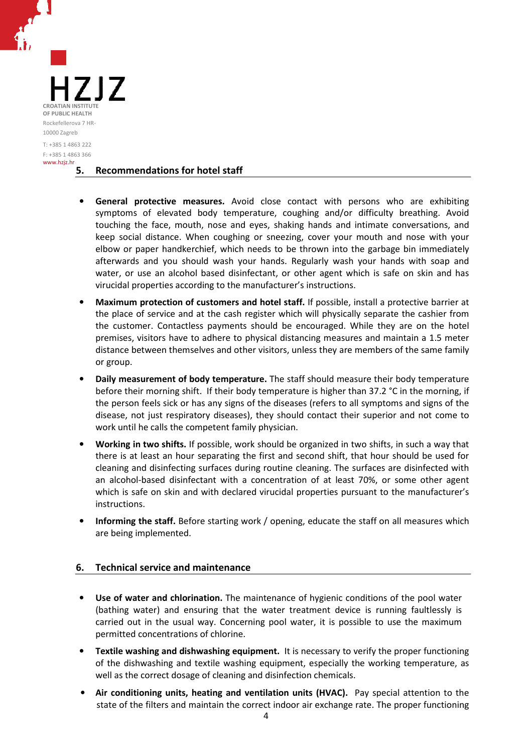## 5. Recommendations for hotel staff

- **General protective measures.** Avoid close contact with persons who are exhibiting symptoms of elevated body temperature, coughing and/or difficulty breathing. Avoid touching the face, mouth, nose and eyes, shaking hands and intimate conversations, and keep social distance. When coughing or sneezing, cover your mouth and nose with your elbow or paper handkerchief, which needs to be thrown into the garbage bin immediately afterwards and you should wash your hands. Regularly wash your hands with soap and water, or use an alcohol based disinfectant, or other agent which is safe on skin and has virucidal properties according to the manufacturer's instructions.
- **Maximum protection of customers and hotel staff.** If possible, install a protective barrier at the place of service and at the cash register which will physically separate the cashier from the customer. Contactless payments should be encouraged. While they are on the hotel premises, visitors have to adhere to physical distancing measures and maintain a 1.5 meter distance between themselves and other visitors, unless they are members of the same family or group.
- **Daily measurement of body temperature.** The staff should measure their body temperature before their morning shift. If their body temperature is higher than 37.2 °C in the morning, if the person feels sick or has any signs of the diseases (refers to all symptoms and signs of the disease, not just respiratory diseases), they should contact their superior and not come to work until he calls the competent family physician.
- **Working in two shifts.** If possible, work should be organized in two shifts, in such a way that there is at least an hour separating the first and second shift, that hour should be used for cleaning and disinfecting surfaces during routine cleaning. The surfaces are disinfected with an alcohol-based disinfectant with a concentration of at least 70%, or some other agent which is safe on skin and with declared virucidal properties pursuant to the manufacturer's instructions.
- **Informing the staff.** Before starting work / opening, educate the staff on all measures which are being implemented.

## 6. Technical service and maintenance

- **Use of water and chlorination.** The maintenance of hygienic conditions of the pool water (bathing water) and ensuring that the water treatment device is running faultlessly is carried out in the usual way. Concerning pool water, it is possible to use the maximum permitted concentrations of chlorine.
- **Textile washing and dishwashing equipment.** It is necessary to verify the proper functioning of the dishwashing and textile washing equipment, especially the working temperature, as well as the correct dosage of cleaning and disinfection chemicals.
- **Air conditioning units, heating and ventilation units (HVAC).** Pay special attention to the state of the filters and maintain the correct indoor air exchange rate. The proper functioning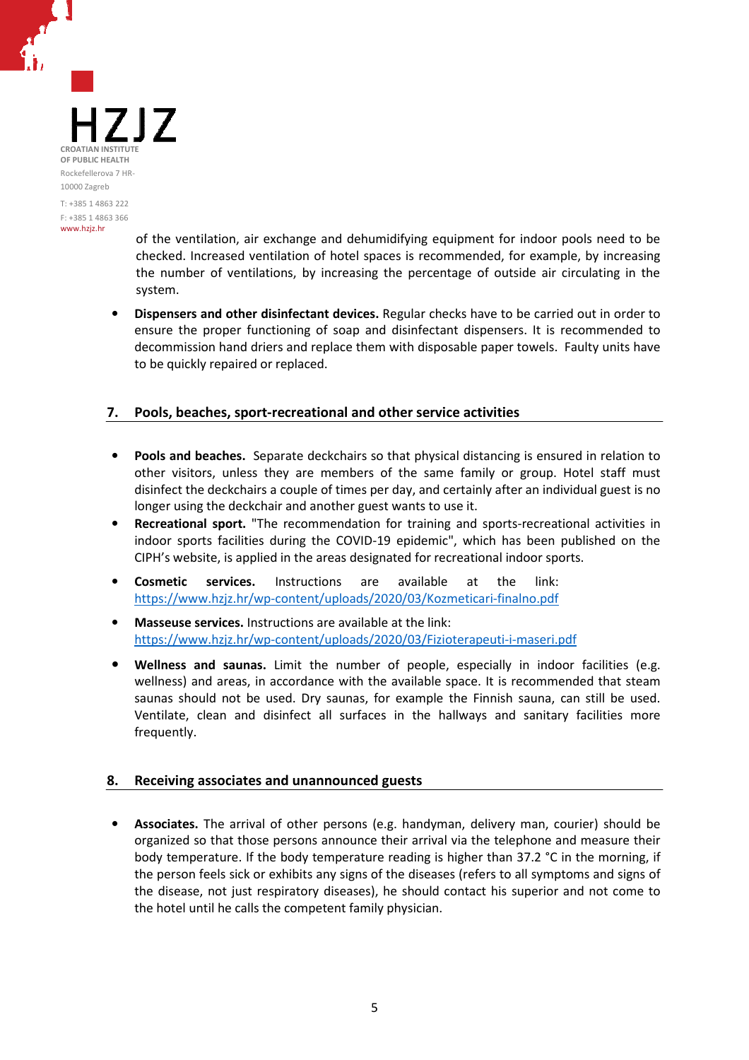of the ventilation, air exchange and dehumidifying equipment for indoor pools need to be checked. Increased ventilation of hotel spaces is recommended, for example, by increasing the number of ventilations, by increasing the percentage of outside air circulating in the system.

- **Dispensers and other disinfectant devices.** Regular checks have to be carried out in order to ensure the proper functioning of soap and disinfectant dispensers. It is recommended to decommission hand driers and replace them with disposable paper towels. Faulty units have to be quickly repaired or replaced.

## 7. Pools, beaches, sport-recreational and other service activities

- **Pools and beaches.** Separate deckchairs so that physical distancing is ensured in relation to other visitors, unless they are members of the same family or group. Hotel staff must disinfect the deckchairs a couple of times per day, and certainly after an individual guest is no longer using the deckchair and another guest wants to use it.
- **Recreational sport.** "The recommendation for training and sports-recreational activities in indoor sports facilities during the COVID-19 epidemic", which has been published on the CIPH's website, is applied in the areas designated for recreational indoor sports.
- **Cosmetic services.** Instructions are available at the link: https://www.hzjz.hr/wp-content/uploads/2020/03/Kozmeticari-finalno.pdf
- **Masseuse services.** Instructions are available at the link: https://www.hzjz.hr/wp-content/uploads/2020/03/Fizioterapeuti-i-maseri.pdf
- **Wellness and saunas.** Limit the number of people, especially in indoor facilities (e.g. wellness) and areas, in accordance with the available space. It is recommended that steam saunas should not be used. Dry saunas, for example the Finnish sauna, can still be used. Ventilate, clean and disinfect all surfaces in the hallways and sanitary facilities more frequently.

## 8. Receiving associates and unannounced guests

- **Associates.** The arrival of other persons (e.g. handyman, delivery man, courier) should be organized so that those persons announce their arrival via the telephone and measure their body temperature. If the body temperature reading is higher than 37.2 °C in the morning, if the person feels sick or exhibits any signs of the diseases (refers to all symptoms and signs of the disease, not just respiratory diseases), he should contact his superior and not come to the hotel until he calls the competent family physician.